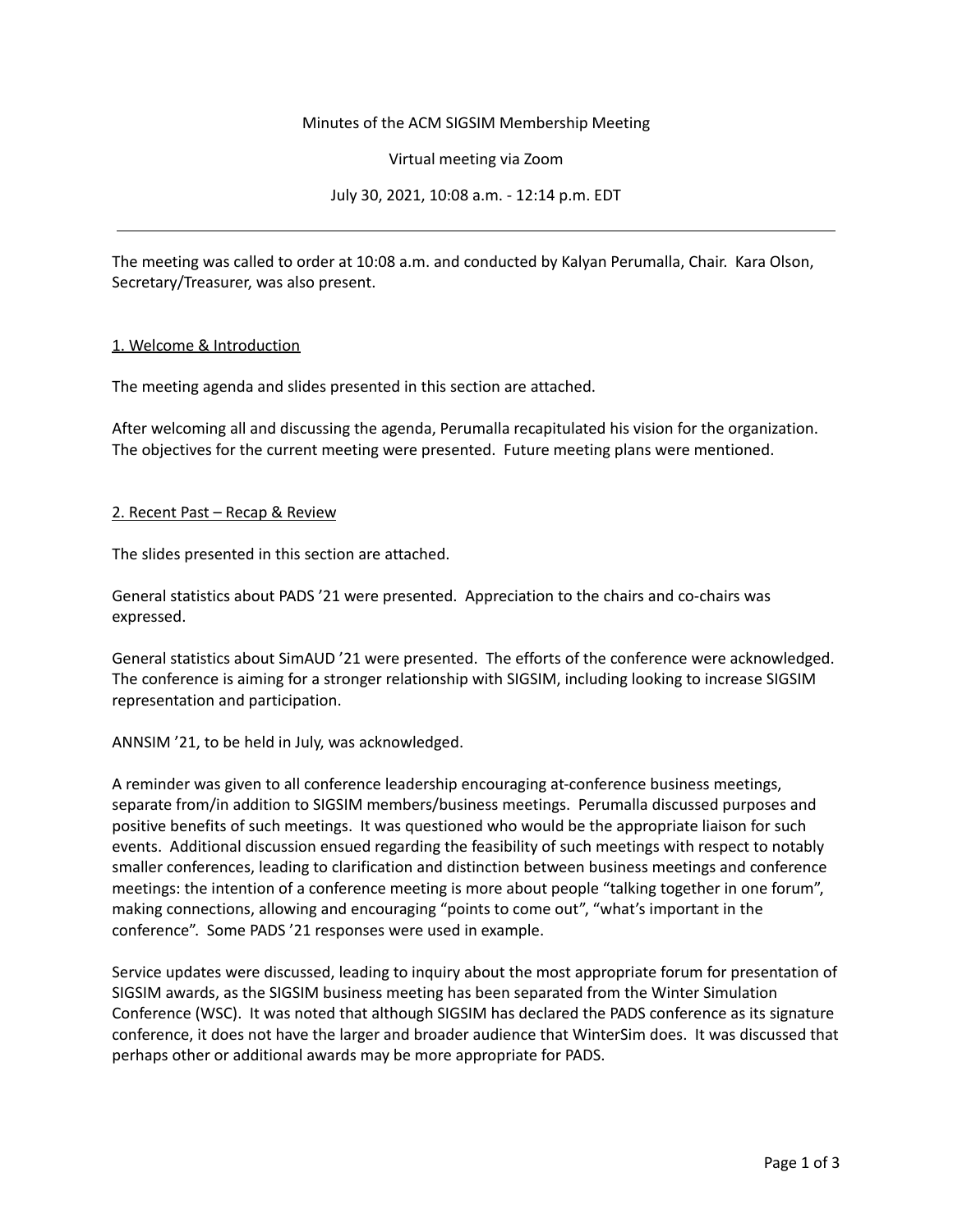Minutes of the ACM SIGSIM Membership Meeting

Virtual meeting via Zoom

July 30, 2021, 10:08 a.m. - 12:14 p.m. EDT

---

The meeting was called to order at 10:08 a.m. and conducted by Kalyan Perumalla, Chair. Kara Olson, Secretary/Treasurer, was also present.

## 1. Welcome & Introduction

The meeting agenda and slides presented in this section are attached.

After welcoming all and discussing the agenda, Perumalla recapitulated his vision for the organization. The objectives for the current meeting were presented. Future meeting plans were mentioned.

## 2. Recent Past – Recap & Review

The slides presented in this section are attached.

General statistics about PADS '21 were presented. Appreciation to the chairs and co-chairs was expressed.

General statistics about SimAUD '21 were presented. The efforts of the conference were acknowledged. The conference is aiming for a stronger relationship with SIGSIM, including looking to increase SIGSIM representation and participation.

ANNSIM '21, to be held in July, was acknowledged.

A reminder was given to all conference leadership encouraging at-conference business meetings, separate from/in addition to SIGSIM members/business meetings. Perumalla discussed purposes and positive benefits of such meetings. It was questioned who would be the appropriate liaison for such events. Additional discussion ensued regarding the feasibility of such meetings with respect to notably smaller conferences, leading to clarification and distinction between business meetings and conference meetings: the intention of a conference meeting is more about people "talking together in one forum", making connections, allowing and encouraging "points to come out", "what's important in the conference". Some PADS '21 responses were used in example.

Service updates were discussed, leading to inquiry about the most appropriate forum for presentation of SIGSIM awards, as the SIGSIM business meeting has been separated from the Winter Simulation Conference (WSC). It was noted that although SIGSIM has declared the PADS conference as its signature conference, it does not have the larger and broader audience that WinterSim does. It was discussed that perhaps other or additional awards may be more appropriate for PADS.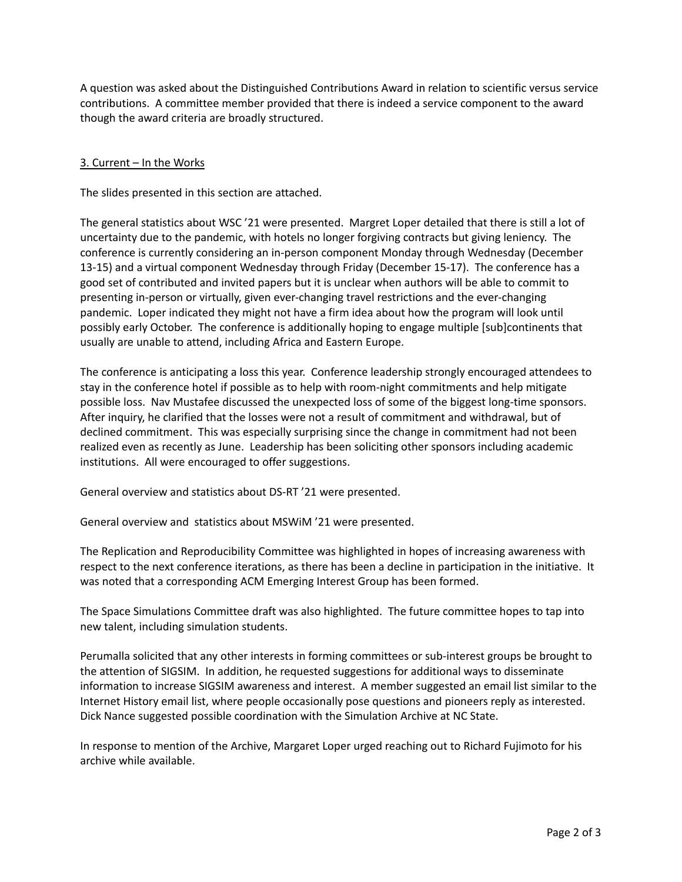A question was asked about the Distinguished Contributions Award in relation to scientific versus service contributions. A committee member provided that there is indeed a service component to the award though the award criteria are broadly structured.

<u>3. Current – In the Works</u>

The slides presented in this section are attached.

The general statistics about WSC '21 were presented. Margret Loper detailed that there is still a lot of uncertainty due to the pandemic, with hotels no longer forgiving contracts but giving leniency. The conference is currently considering an in-person component Monday through Wednesday (December 13-15) and a virtual component Wednesday through Friday (December 15-17). The conference has a good set of contributed and invited papers but it is unclear when authors will be able to commit to presenting in-person or virtually, given ever-changing travel restrictions and the ever-changing pandemic. Loper indicated they might not have a firm idea about how the program will look until possibly early October. The conference is additionally hoping to engage multiple [sub]continents that usually are unable to attend, including Africa and Eastern Europe.

The conference is anticipating a loss this year. Conference leadership strongly encouraged attendees to stay in the conference hotel if possible as to help with room-night commitments and help mitigate possible loss. Nav Mustafee discussed the unexpected loss of some of the biggest long-time sponsors. After inquiry, he clarified that the losses were not a result of commitment and withdrawal, but of declined commitment. This was especially surprising since the change in commitment had not been realized even as recently as June. Leadership has been soliciting other sponsors including academic institutions. All were encouraged to offer suggestions.

General overview and statistics about DS-RT '21 were presented.

General overview and statistics about MSWiM '21 were presented.

The Replication and Reproducibility Committee was highlighted in hopes of increasing awareness with respect to the next conference iterations, as there has been a decline in participation in the initiative. It was noted that a corresponding ACM Emerging Interest Group has been formed.

The Space Simulations Committee draft was also highlighted. The future committee hopes to tap into new talent, including simulation students.

Perumalla solicited that any other interests in forming committees or sub-interest groups be brought to the attention of SIGSIM. In addition, he requested suggestions for additional ways to disseminate information to increase SIGSIM awareness and interest. A member suggested an email list similar to the Internet History email list, where people occasionally pose questions and pioneers reply as interested. Dick Nance suggested possible coordination with the Simulation Archive at NC State.

In response to mention of the Archive, Margaret Loper urged reaching out to Richard Fujimoto for his archive while available.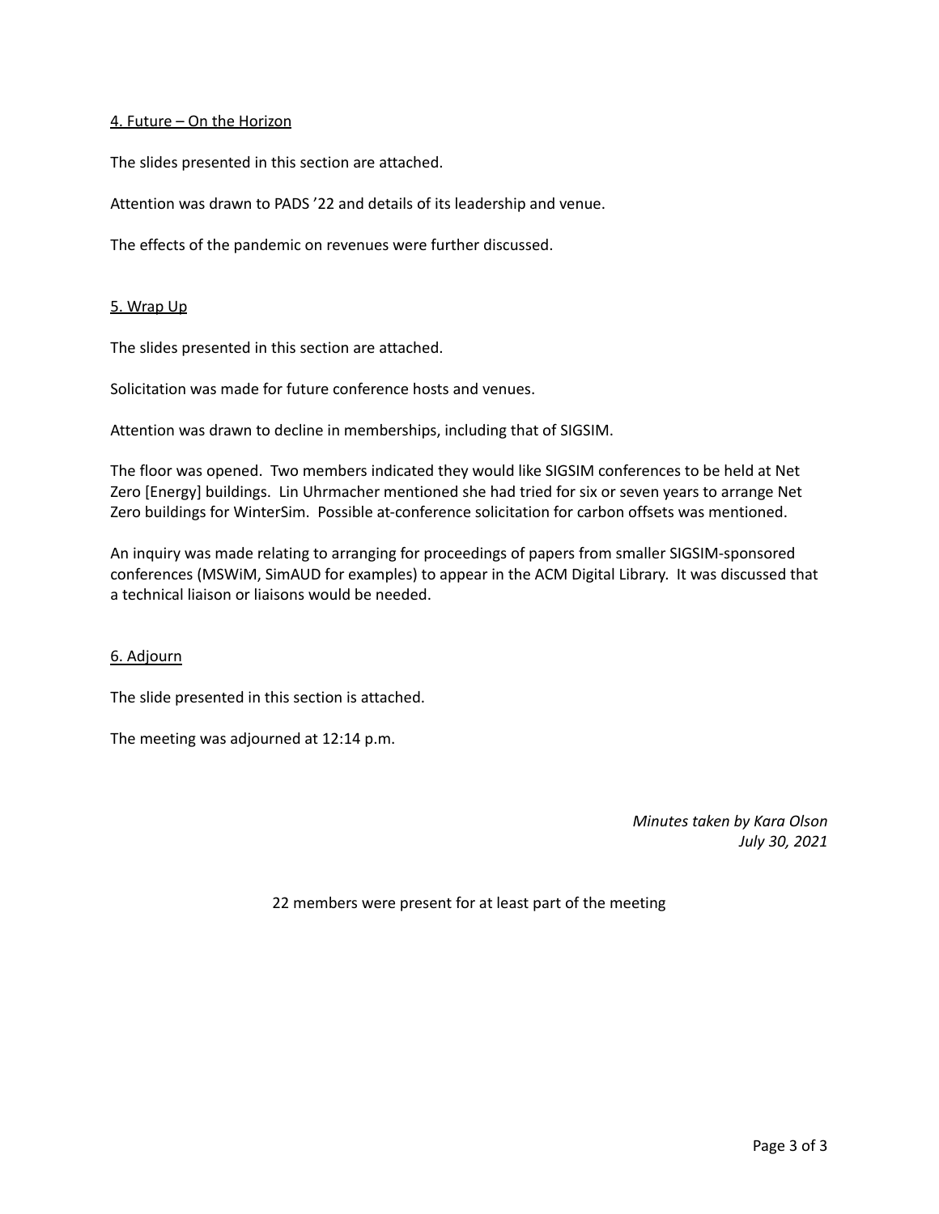4. Future – On the Horizon

The slides presented in this section are attached.

Attention was drawn to PADS '22 and details of its leadership and venue.

The effects of the pandemic on revenues were further discussed.

5. Wrap Up

The slides presented in this section are attached.

Solicitation was made for future conference hosts and venues.

Attention was drawn to decline in memberships, including that of SIGSIM.

The floor was opened. Two members indicated they would like SIGSIM conferences to be held at Net Zero [Energy] buildings. Lin Uhrmacher mentioned she had tried for six or seven years to arrange Net Zero buildings for WinterSim. Possible at-conference solicitation for carbon offsets was mentioned.

An inquiry was made relating to arranging for proceedings of papers from smaller SIGSIM-sponsored conferences (MSWiM, SimAUD for examples) to appear in the ACM Digital Library. It was discussed that a technical liaison or liaisons would be needed.

6. Adjourn

The slide presented in this section is attached.

The meeting was adjourned at 12:14 p.m.

*Minutes taken by Kara Olson*
*July 30, 2021*

22 members were present for at least part of the meeting